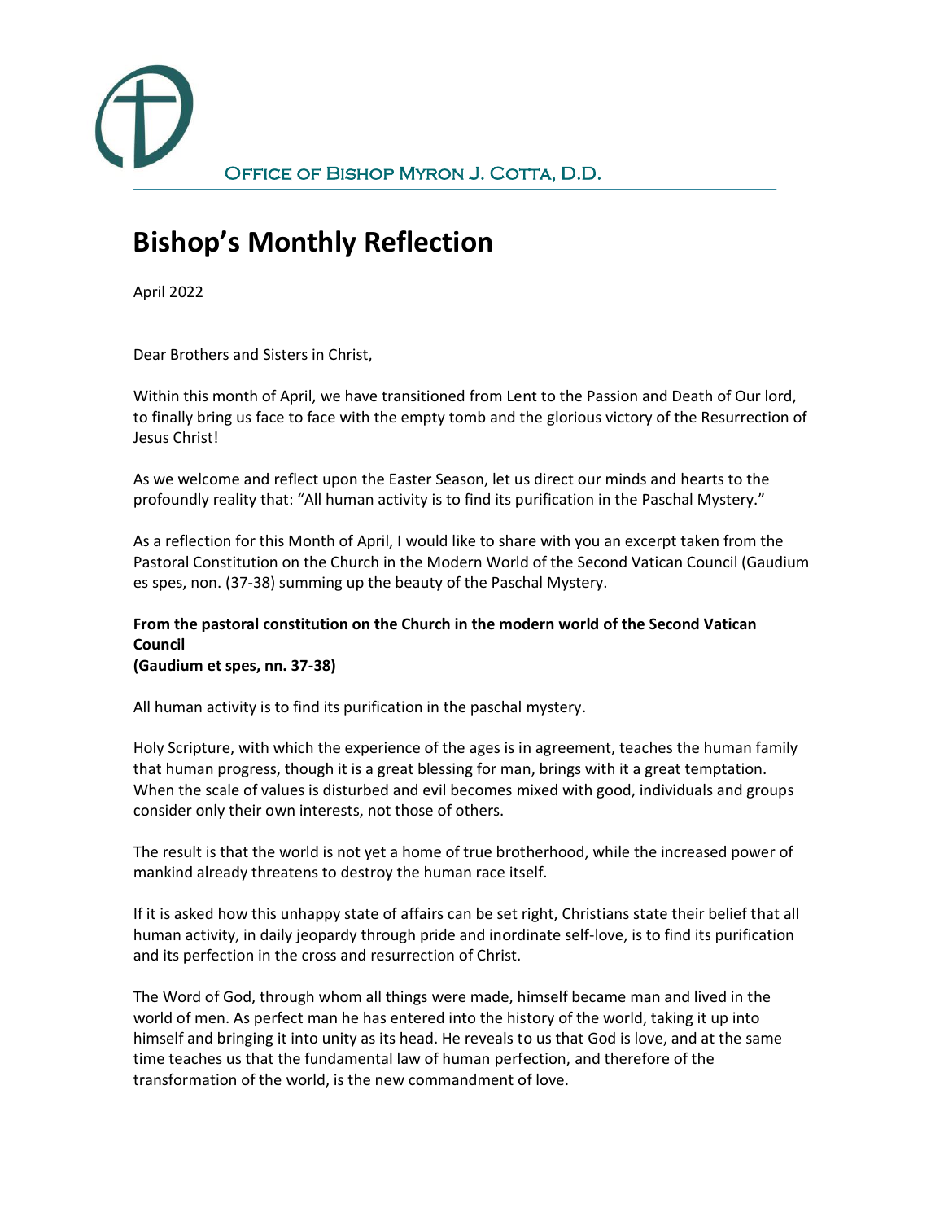Office of Bishop Myron J. Cotta, D.D.

# Bishop's Monthly Reflection

April 2022

Dear Brothers and Sisters in Christ,

Within this month of April, we have transitioned from Lent to the Passion and Death of Our lord, to finally bring us face to face with the empty tomb and the glorious victory of the Resurrection of Jesus Christ!

As we welcome and reflect upon the Easter Season, let us direct our minds and hearts to the profoundly reality that: "All human activity is to find its purification in the Paschal Mystery."

As a reflection for this Month of April, I would like to share with you an excerpt taken from the Pastoral Constitution on the Church in the Modern World of the Second Vatican Council (Gaudium es spes, non. (37-38) summing up the beauty of the Paschal Mystery.

**From the pastoral constitution on the Church in the modern world of the Second Vatican Council**
**(Gaudium et spes, nn. 37-38)**

All human activity is to find its purification in the paschal mystery.

Holy Scripture, with which the experience of the ages is in agreement, teaches the human family that human progress, though it is a great blessing for man, brings with it a great temptation. When the scale of values is disturbed and evil becomes mixed with good, individuals and groups consider only their own interests, not those of others.

The result is that the world is not yet a home of true brotherhood, while the increased power of mankind already threatens to destroy the human race itself.

If it is asked how this unhappy state of affairs can be set right, Christians state their belief that all human activity, in daily jeopardy through pride and inordinate self-love, is to find its purification and its perfection in the cross and resurrection of Christ.

The Word of God, through whom all things were made, himself became man and lived in the world of men. As perfect man he has entered into the history of the world, taking it up into himself and bringing it into unity as its head. He reveals to us that God is love, and at the same time teaches us that the fundamental law of human perfection, and therefore of the transformation of the world, is the new commandment of love.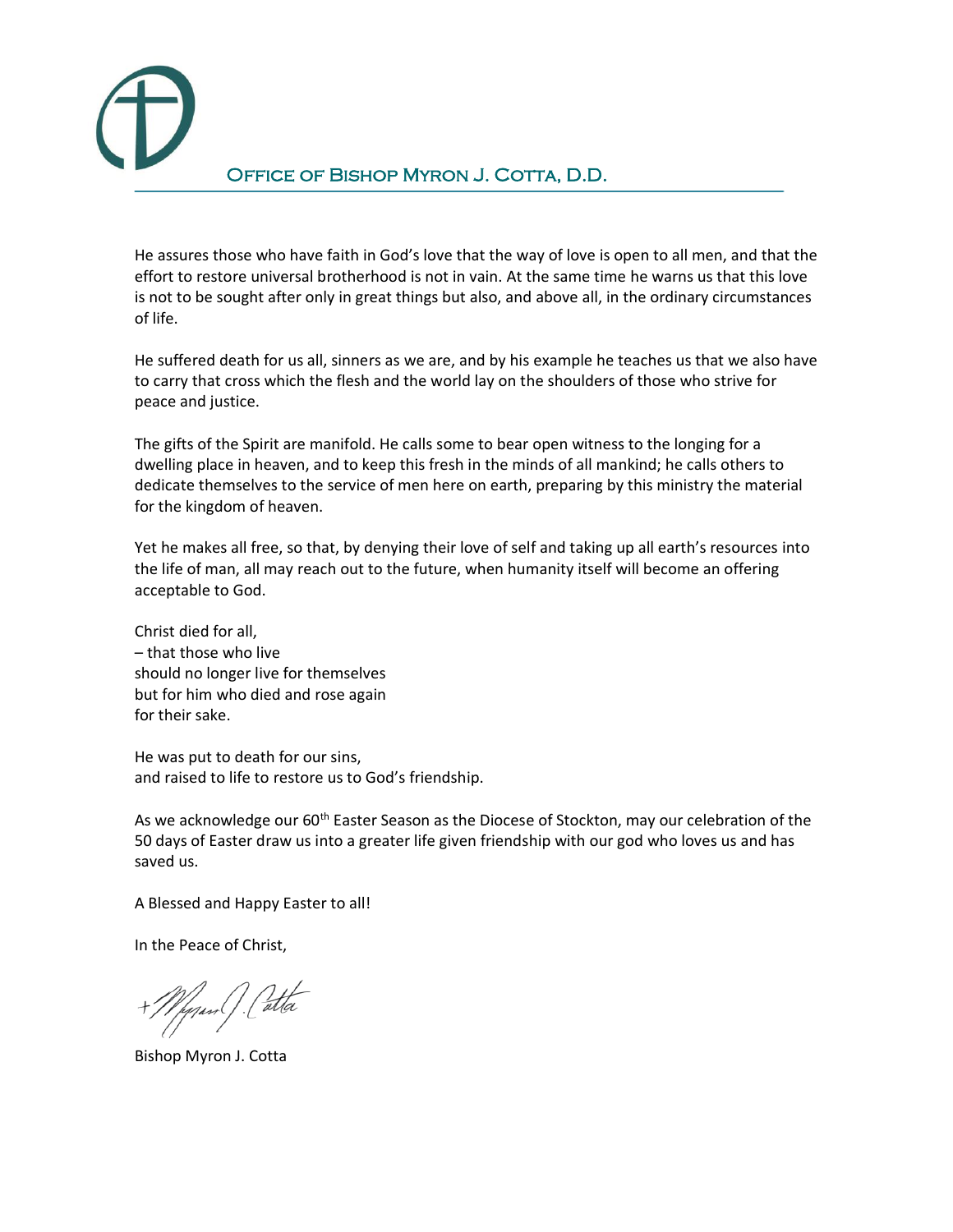Office of Bishop Myron J. Cotta, D.D.

He assures those who have faith in God's love that the way of love is open to all men, and that the effort to restore universal brotherhood is not in vain. At the same time he warns us that this love is not to be sought after only in great things but also, and above all, in the ordinary circumstances of life.

He suffered death for us all, sinners as we are, and by his example he teaches us that we also have to carry that cross which the flesh and the world lay on the shoulders of those who strive for peace and justice.

The gifts of the Spirit are manifold. He calls some to bear open witness to the longing for a dwelling place in heaven, and to keep this fresh in the minds of all mankind; he calls others to dedicate themselves to the service of men here on earth, preparing by this ministry the material for the kingdom of heaven.

Yet he makes all free, so that, by denying their love of self and taking up all earth's resources into the life of man, all may reach out to the future, when humanity itself will become an offering acceptable to God.

Christ died for all,  
– that those who live  
should no longer live for themselves  
but for him who died and rose again  
for their sake.

He was put to death for our sins,  
and raised to life to restore us to God's friendship.

As we acknowledge our 60th Easter Season as the Diocese of Stockton, may our celebration of the 50 days of Easter draw us into a greater life given friendship with our god who loves us and has saved us.

A Blessed and Happy Easter to all!

In the Peace of Christ,

+Myron J. Cotta

Bishop Myron J. Cotta